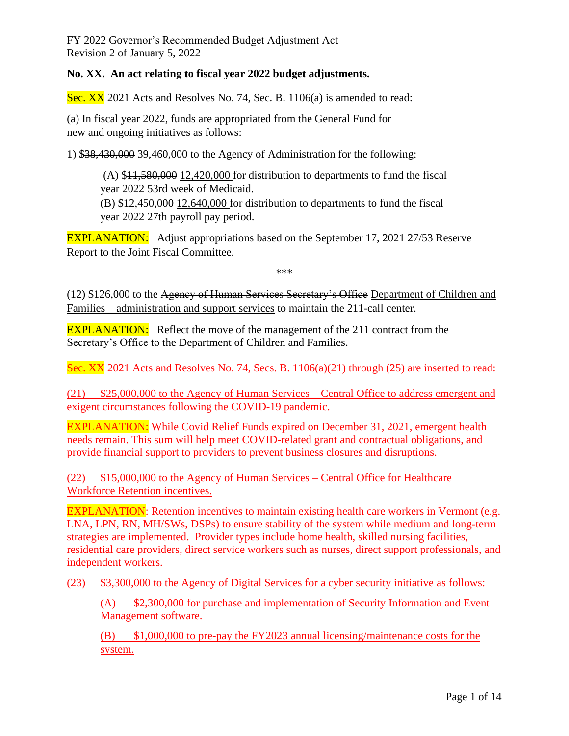FY 2022 Governor's Recommended Budget Adjustment Act
Revision 2 of January 5, 2022

**No. XX. An act relating to fiscal year 2022 budget adjustments.**

Sec. XX 2021 Acts and Resolves No. 74, Sec. B. 1106(a) is amended to read:

(a) In fiscal year 2022, funds are appropriated from the General Fund for new and ongoing initiatives as follows:

1) $~~38,430,000~~ 39,460,000 to the Agency of Administration for the following:

(A) $~~11,580,000~~ 12,420,000 for distribution to departments to fund the fiscal year 2022 53rd week of Medicaid.
(B) $~~12,450,000~~ 12,640,000 for distribution to departments to fund the fiscal year 2022 27th payroll pay period.

EXPLANATION: Adjust appropriations based on the September 17, 2021 27/53 Reserve Report to the Joint Fiscal Committee.

\*\*\*

(12) $126,000 to the ~~Agency of Human Services Secretary's Office~~ Department of Children and Families – administration and support services to maintain the 211-call center.

EXPLANATION: Reflect the move of the management of the 211 contract from the Secretary's Office to the Department of Children and Families.

Sec. XX 2021 Acts and Resolves No. 74, Secs. B. 1106(a)(21) through (25) are inserted to read:

(21) $25,000,000 to the Agency of Human Services – Central Office to address emergent and exigent circumstances following the COVID-19 pandemic.

EXPLANATION: While Covid Relief Funds expired on December 31, 2021, emergent health needs remain. This sum will help meet COVID-related grant and contractual obligations, and provide financial support to providers to prevent business closures and disruptions.

(22) $15,000,000 to the Agency of Human Services – Central Office for Healthcare Workforce Retention incentives.

EXPLANATION: Retention incentives to maintain existing health care workers in Vermont (e.g. LNA, LPN, RN, MH/SWs, DSPs) to ensure stability of the system while medium and long-term strategies are implemented. Provider types include home health, skilled nursing facilities, residential care providers, direct service workers such as nurses, direct support professionals, and independent workers.

(23) $3,300,000 to the Agency of Digital Services for a cyber security initiative as follows:

(A) $2,300,000 for purchase and implementation of Security Information and Event Management software.

(B) $1,000,000 to pre-pay the FY2023 annual licensing/maintenance costs for the system.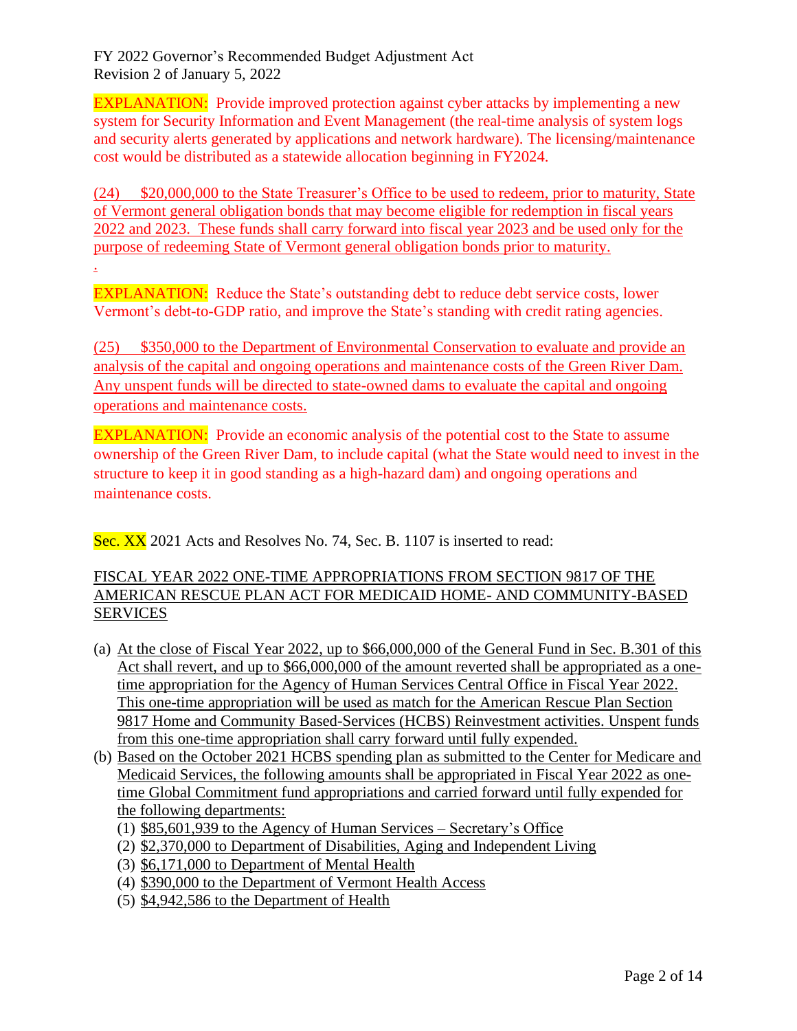EXPLANATION: Provide improved protection against cyber attacks by implementing a new system for Security Information and Event Management (the real-time analysis of system logs and security alerts generated by applications and network hardware). The licensing/maintenance cost would be distributed as a statewide allocation beginning in FY2024.

(24) $20,000,000 to the State Treasurer's Office to be used to redeem, prior to maturity, State of Vermont general obligation bonds that may become eligible for redemption in fiscal years 2022 and 2023. These funds shall carry forward into fiscal year 2023 and be used only for the purpose of redeeming State of Vermont general obligation bonds prior to maturity.
.

EXPLANATION: Reduce the State's outstanding debt to reduce debt service costs, lower Vermont's debt-to-GDP ratio, and improve the State's standing with credit rating agencies.

(25) $350,000 to the Department of Environmental Conservation to evaluate and provide an analysis of the capital and ongoing operations and maintenance costs of the Green River Dam. Any unspent funds will be directed to state-owned dams to evaluate the capital and ongoing operations and maintenance costs.

EXPLANATION: Provide an economic analysis of the potential cost to the State to assume ownership of the Green River Dam, to include capital (what the State would need to invest in the structure to keep it in good standing as a high-hazard dam) and ongoing operations and maintenance costs.

Sec. XX 2021 Acts and Resolves No. 74, Sec. B. 1107 is inserted to read:

FISCAL YEAR 2022 ONE-TIME APPROPRIATIONS FROM SECTION 9817 OF THE AMERICAN RESCUE PLAN ACT FOR MEDICAID HOME- AND COMMUNITY-BASED SERVICES

(a) At the close of Fiscal Year 2022, up to $66,000,000 of the General Fund in Sec. B.301 of this Act shall revert, and up to $66,000,000 of the amount reverted shall be appropriated as a one-time appropriation for the Agency of Human Services Central Office in Fiscal Year 2022. This one-time appropriation will be used as match for the American Rescue Plan Section 9817 Home and Community Based-Services (HCBS) Reinvestment activities. Unspent funds from this one-time appropriation shall carry forward until fully expended.
(b) Based on the October 2021 HCBS spending plan as submitted to the Center for Medicare and Medicaid Services, the following amounts shall be appropriated in Fiscal Year 2022 as one-time Global Commitment fund appropriations and carried forward until fully expended for the following departments:
   (1) $85,601,939 to the Agency of Human Services – Secretary's Office
   (2) $2,370,000 to Department of Disabilities, Aging and Independent Living
   (3) $6,171,000 to Department of Mental Health
   (4) $390,000 to the Department of Vermont Health Access
   (5) $4,942,586 to the Department of Health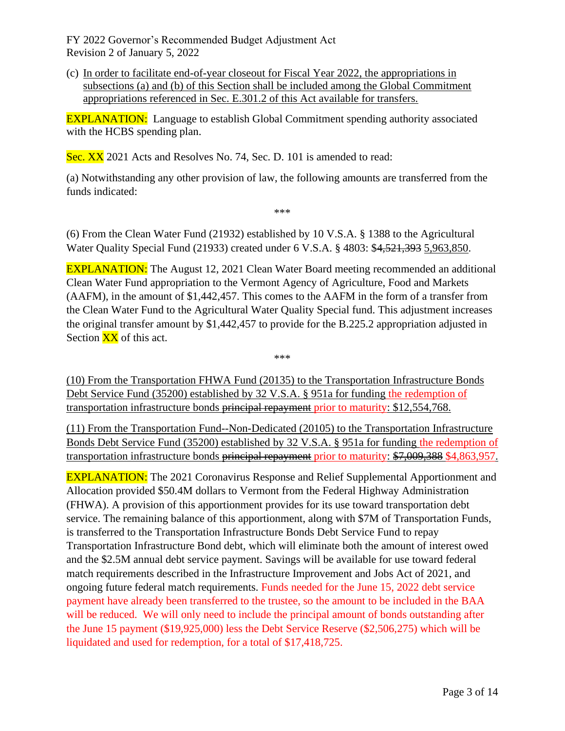(c) <u>In order to facilitate end-of-year closeout for Fiscal Year 2022, the appropriations in subsections (a) and (b) of this Section shall be included among the Global Commitment appropriations referenced in Sec. E.301.2 of this Act available for transfers.</u>

EXPLANATION: Language to establish Global Commitment spending authority associated with the HCBS spending plan.

Sec. XX 2021 Acts and Resolves No. 74, Sec. D. 101 is amended to read:

(a) Notwithstanding any other provision of law, the following amounts are transferred from the funds indicated:

\*\*\*

(6) From the Clean Water Fund (21932) established by 10 V.S.A. § 1388 to the Agricultural Water Quality Special Fund (21933) created under 6 V.S.A. § 4803: $~~4,521,393~~ <u>5,963,850</u>.

EXPLANATION: The August 12, 2021 Clean Water Board meeting recommended an additional Clean Water Fund appropriation to the Vermont Agency of Agriculture, Food and Markets (AAFM), in the amount of $1,442,457. This comes to the AAFM in the form of a transfer from the Clean Water Fund to the Agricultural Water Quality Special fund. This adjustment increases the original transfer amount by $1,442,457 to provide for the B.225.2 appropriation adjusted in Section XX of this act.

\*\*\*

<u>(10) From the Transportation FHWA Fund (20135) to the Transportation Infrastructure Bonds Debt Service Fund (35200) established by 32 V.S.A. § 951a for funding the redemption of transportation infrastructure bonds ~~principal repayment~~ prior to maturity: $12,554,768.</u>

<u>(11) From the Transportation Fund--Non-Dedicated (20105) to the Transportation Infrastructure Bonds Debt Service Fund (35200) established by 32 V.S.A. § 951a for funding the redemption of transportation infrastructure bonds ~~principal repayment~~ prior to maturity: ~~$7,009,388~~ $4,863,957.</u>

EXPLANATION: The 2021 Coronavirus Response and Relief Supplemental Apportionment and Allocation provided $50.4M dollars to Vermont from the Federal Highway Administration (FHWA). A provision of this apportionment provides for its use toward transportation debt service. The remaining balance of this apportionment, along with $7M of Transportation Funds, is transferred to the Transportation Infrastructure Bonds Debt Service Fund to repay Transportation Infrastructure Bond debt, which will eliminate both the amount of interest owed and the $2.5M annual debt service payment. Savings will be available for use toward federal match requirements described in the Infrastructure Improvement and Jobs Act of 2021, and ongoing future federal match requirements. Funds needed for the June 15, 2022 debt service payment have already been transferred to the trustee, so the amount to be included in the BAA will be reduced. We will only need to include the principal amount of bonds outstanding after the June 15 payment ($19,925,000) less the Debt Service Reserve ($2,506,275) which will be liquidated and used for redemption, for a total of $17,418,725.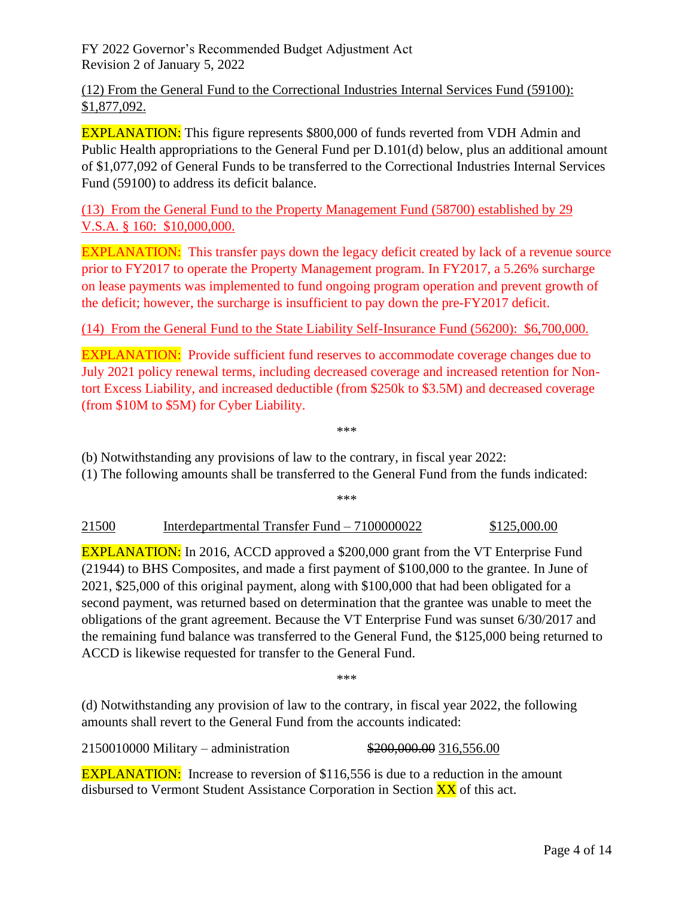(12) From the General Fund to the Correctional Industries Internal Services Fund (59100): $1,877,092.

EXPLANATION: This figure represents $800,000 of funds reverted from VDH Admin and Public Health appropriations to the General Fund per D.101(d) below, plus an additional amount of $1,077,092 of General Funds to be transferred to the Correctional Industries Internal Services Fund (59100) to address its deficit balance.

(13) From the General Fund to the Property Management Fund (58700) established by 29 V.S.A. § 160: $10,000,000.

EXPLANATION: This transfer pays down the legacy deficit created by lack of a revenue source prior to FY2017 to operate the Property Management program. In FY2017, a 5.26% surcharge on lease payments was implemented to fund ongoing program operation and prevent growth of the deficit; however, the surcharge is insufficient to pay down the pre-FY2017 deficit.

(14) From the General Fund to the State Liability Self-Insurance Fund (56200): $6,700,000.

EXPLANATION: Provide sufficient fund reserves to accommodate coverage changes due to July 2021 policy renewal terms, including decreased coverage and increased retention for Non-tort Excess Liability, and increased deductible (from $250k to $3.5M) and decreased coverage (from $10M to $5M) for Cyber Liability.

\*\*\*

(b) Notwithstanding any provisions of law to the contrary, in fiscal year 2022:

(1) The following amounts shall be transferred to the General Fund from the funds indicated:

\*\*\*

21500 Interdepartmental Transfer Fund – 7100000022 $125,000.00

EXPLANATION: In 2016, ACCD approved a $200,000 grant from the VT Enterprise Fund (21944) to BHS Composites, and made a first payment of $100,000 to the grantee. In June of 2021, $25,000 of this original payment, along with $100,000 that had been obligated for a second payment, was returned based on determination that the grantee was unable to meet the obligations of the grant agreement. Because the VT Enterprise Fund was sunset 6/30/2017 and the remaining fund balance was transferred to the General Fund, the $125,000 being returned to ACCD is likewise requested for transfer to the General Fund.

\*\*\*

(d) Notwithstanding any provision of law to the contrary, in fiscal year 2022, the following amounts shall revert to the General Fund from the accounts indicated:

2150010000 Military – administration ~~$200,000.00~~ 316,556.00

EXPLANATION: Increase to reversion of $116,556 is due to a reduction in the amount disbursed to Vermont Student Assistance Corporation in Section XX of this act.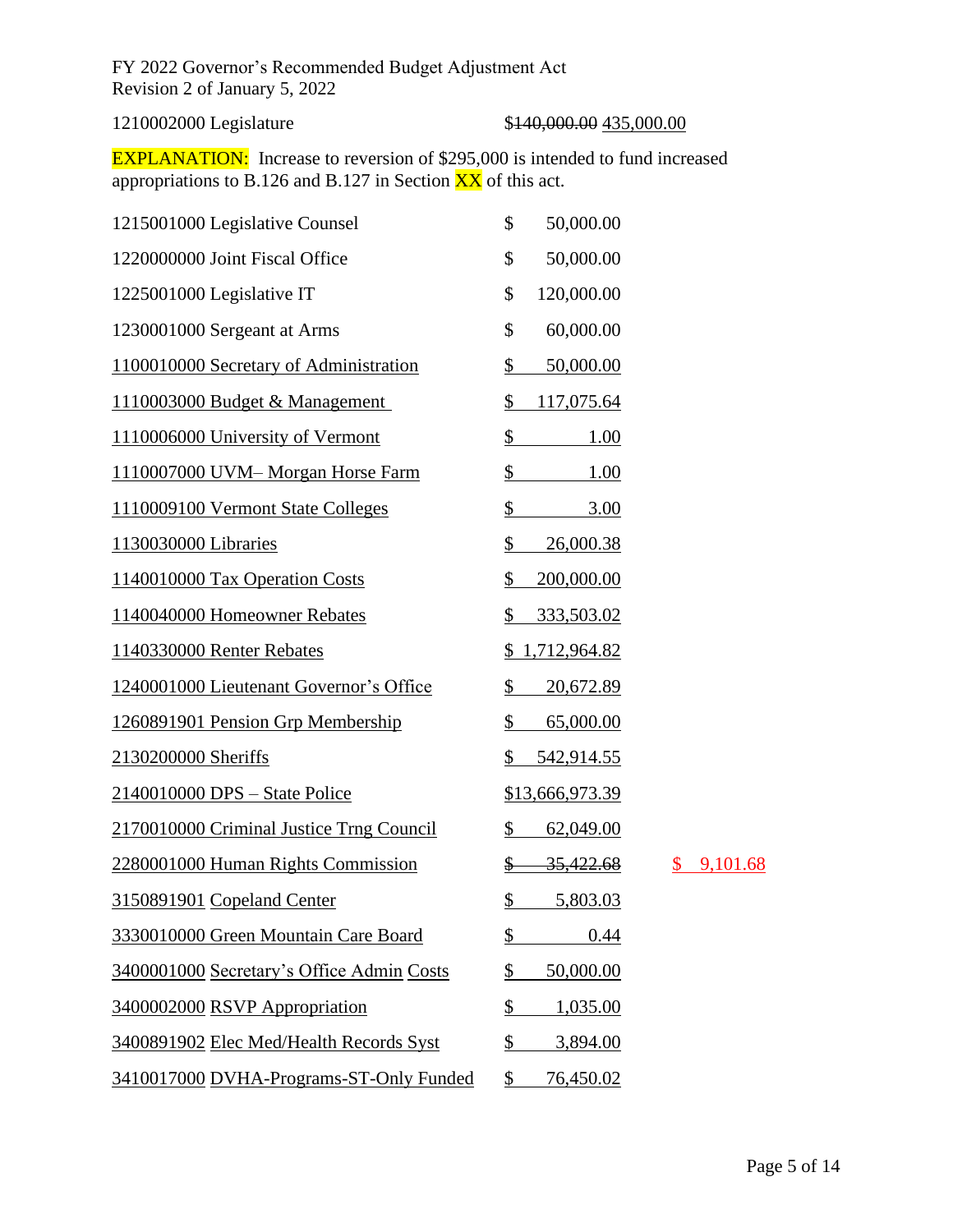FY 2022 Governor's Recommended Budget Adjustment Act
Revision 2 of January 5, 2022

1210002000 Legislature $~~140,000.00~~ 435,000.00

EXPLANATION: Increase to reversion of $295,000 is intended to fund increased appropriations to B.126 and B.127 in Section XX of this act.

| | | |
|---|---|---|
| 1215001000 Legislative Counsel | $ 50,000.00 | |
| 1220000000 Joint Fiscal Office | $ 50,000.00 | |
| 1225001000 Legislative IT | $ 120,000.00 | |
| 1230001000 Sergeant at Arms | $ 60,000.00 | |
| 1100010000 Secretary of Administration | $ 50,000.00 | |
| 1110003000 Budget & Management | $ 117,075.64 | |
| 1110006000 University of Vermont | $ 1.00 | |
| 1110007000 UVM– Morgan Horse Farm | $ 1.00 | |
| 1110009100 Vermont State Colleges | $ 3.00 | |
| 1130030000 Libraries | $ 26,000.38 | |
| 1140010000 Tax Operation Costs | $ 200,000.00 | |
| 1140040000 Homeowner Rebates | $ 333,503.02 | |
| 1140330000 Renter Rebates | $ 1,712,964.82 | |
| 1240001000 Lieutenant Governor's Office | $ 20,672.89 | |
| 1260891901 Pension Grp Membership | $ 65,000.00 | |
| 2130200000 Sheriffs | $ 542,914.55 | |
| 2140010000 DPS – State Police | $13,666,973.39 | |
| 2170010000 Criminal Justice Trng Council | $ 62,049.00 | |
| 2280001000 Human Rights Commission | ~~$ 35,422.68~~ | $ 9,101.68 |
| 3150891901 Copeland Center | $ 5,803.03 | |
| 3330010000 Green Mountain Care Board | $ 0.44 | |
| 3400001000 Secretary's Office Admin Costs | $ 50,000.00 | |
| 3400002000 RSVP Appropriation | $ 1,035.00 | |
| 3400891902 Elec Med/Health Records Syst | $ 3,894.00 | |
| 3410017000 DVHA-Programs-ST-Only Funded | $ 76,450.02 | |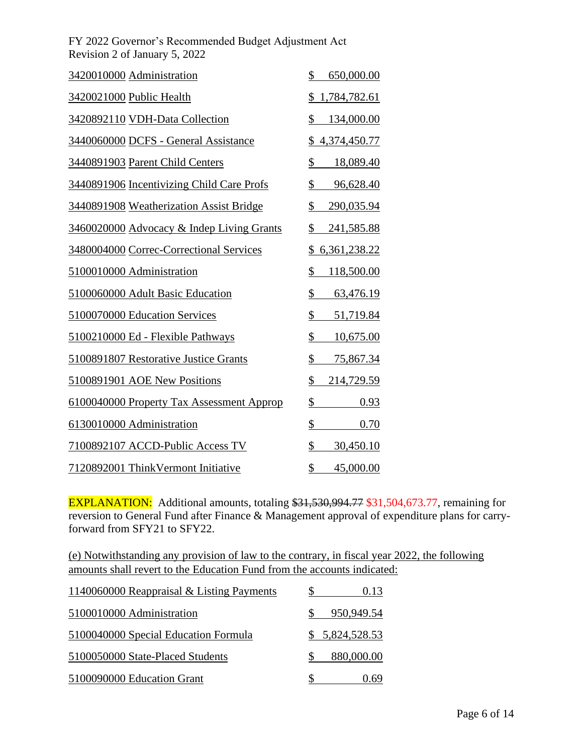FY 2022 Governor's Recommended Budget Adjustment Act
Revision 2 of January 5, 2022

| | |
|---|---|
| 3420010000 Administration | $ 650,000.00 |
| 3420021000 Public Health | $ 1,784,782.61 |
| 3420892110 VDH-Data Collection | $ 134,000.00 |
| 3440060000 DCFS - General Assistance | $ 4,374,450.77 |
| 3440891903 Parent Child Centers | $ 18,089.40 |
| 3440891906 Incentivizing Child Care Profs | $ 96,628.40 |
| 3440891908 Weatherization Assist Bridge | $ 290,035.94 |
| 3460020000 Advocacy & Indep Living Grants | $ 241,585.88 |
| 3480004000 Correc-Correctional Services | $ 6,361,238.22 |
| 5100010000 Administration | $ 118,500.00 |
| 5100060000 Adult Basic Education | $ 63,476.19 |
| 5100070000 Education Services | $ 51,719.84 |
| 5100210000 Ed - Flexible Pathways | $ 10,675.00 |
| 5100891807 Restorative Justice Grants | $ 75,867.34 |
| 5100891901 AOE New Positions | $ 214,729.59 |
| 6100040000 Property Tax Assessment Approp | $ 0.93 |
| 6130010000 Administration | $ 0.70 |
| 7100892107 ACCD-Public Access TV | $ 30,450.10 |
| 7120892001 ThinkVermont Initiative | $ 45,000.00 |

EXPLANATION: Additional amounts, totaling ~~$31,530,994.77~~ $31,504,673.77, remaining for reversion to General Fund after Finance & Management approval of expenditure plans for carry-forward from SFY21 to SFY22.

(e) Notwithstanding any provision of law to the contrary, in fiscal year 2022, the following amounts shall revert to the Education Fund from the accounts indicated:

| | |
|---|---|
| 1140060000 Reappraisal & Listing Payments | $ 0.13 |
| 5100010000 Administration | $ 950,949.54 |
| 5100040000 Special Education Formula | $ 5,824,528.53 |
| 5100050000 State-Placed Students | $ 880,000.00 |
| 5100090000 Education Grant | $ 0.69 |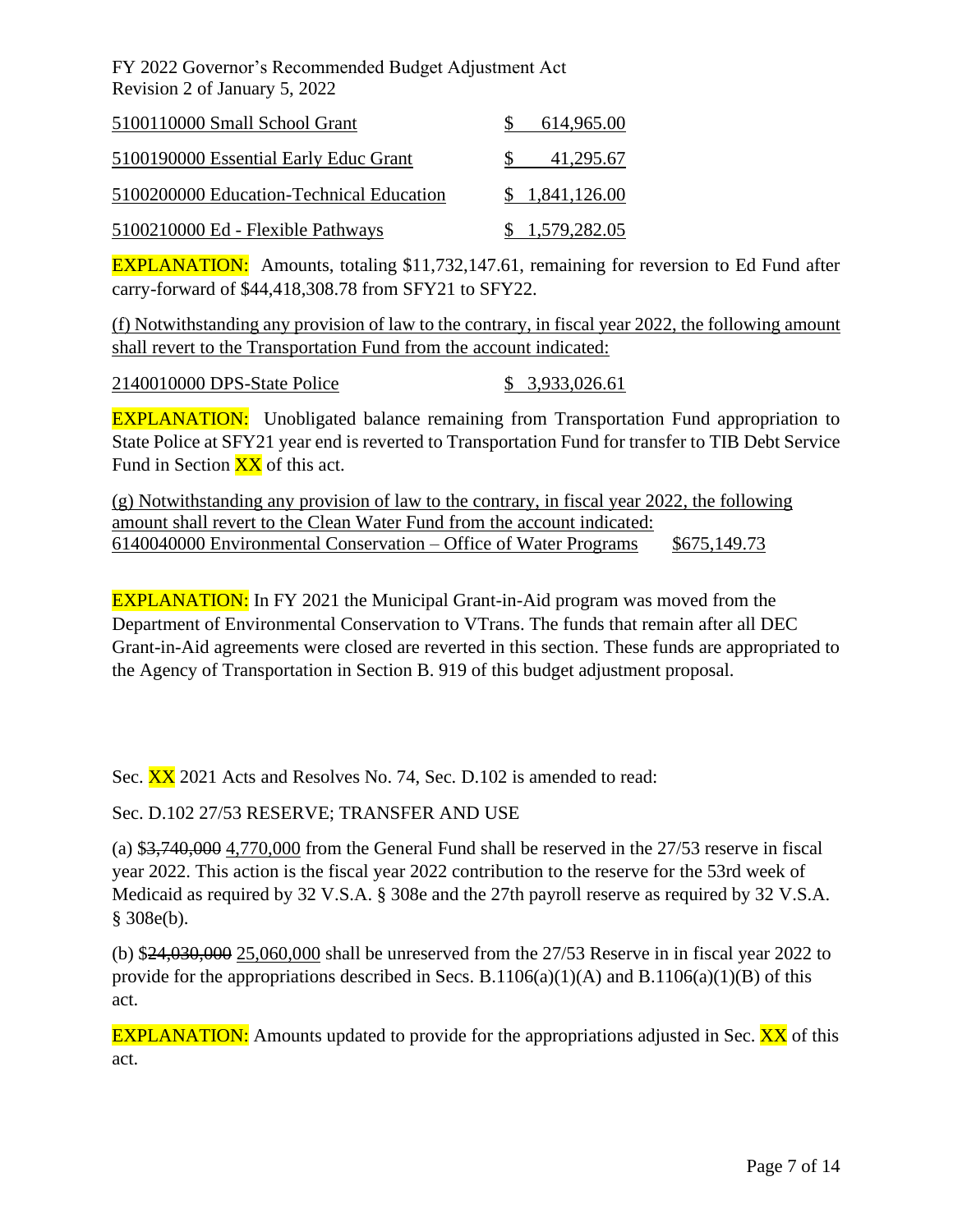FY 2022 Governor's Recommended Budget Adjustment Act
Revision 2 of January 5, 2022

| | |
|---|---|
| <u>5100110000 Small School Grant</u> | <u>$ 614,965.00</u> |
| <u>5100190000 Essential Early Educ Grant</u> | <u>$ 41,295.67</u> |
| <u>5100200000 Education-Technical Education</u> | <u>$ 1,841,126.00</u> |
| <u>5100210000 Ed - Flexible Pathways</u> | <u>$ 1,579,282.05</u> |

**EXPLANATION:** Amounts, totaling $11,732,147.61, remaining for reversion to Ed Fund after carry-forward of $44,418,308.78 from SFY21 to SFY22.

<u>(f) Notwithstanding any provision of law to the contrary, in fiscal year 2022, the following amount shall revert to the Transportation Fund from the account indicated:</u>

| | |
|---|---|
| <u>2140010000 DPS-State Police</u> | <u>$ 3,933,026.61</u> |

**EXPLANATION:** Unobligated balance remaining from Transportation Fund appropriation to State Police at SFY21 year end is reverted to Transportation Fund for transfer to TIB Debt Service Fund in Section XX of this act.

<u>(g) Notwithstanding any provision of law to the contrary, in fiscal year 2022, the following amount shall revert to the Clean Water Fund from the account indicated:</u>

| | |
|---|---|
| <u>6140040000 Environmental Conservation – Office of Water Programs</u> | <u>$675,149.73</u> |

**EXPLANATION:** In FY 2021 the Municipal Grant-in-Aid program was moved from the Department of Environmental Conservation to VTrans. The funds that remain after all DEC Grant-in-Aid agreements were closed are reverted in this section. These funds are appropriated to the Agency of Transportation in Section B. 919 of this budget adjustment proposal.

Sec. XX 2021 Acts and Resolves No. 74, Sec. D.102 is amended to read:

Sec. D.102 27/53 RESERVE; TRANSFER AND USE

(a) ~~$3,740,000~~ <u>4,770,000</u> from the General Fund shall be reserved in the 27/53 reserve in fiscal year 2022. This action is the fiscal year 2022 contribution to the reserve for the 53rd week of Medicaid as required by 32 V.S.A. § 308e and the 27th payroll reserve as required by 32 V.S.A. § 308e(b).

(b) ~~$24,030,000~~ <u>25,060,000</u> shall be unreserved from the 27/53 Reserve in in fiscal year 2022 to provide for the appropriations described in Secs. B.1106(a)(1)(A) and B.1106(a)(1)(B) of this act.

**EXPLANATION:** Amounts updated to provide for the appropriations adjusted in Sec. XX of this act.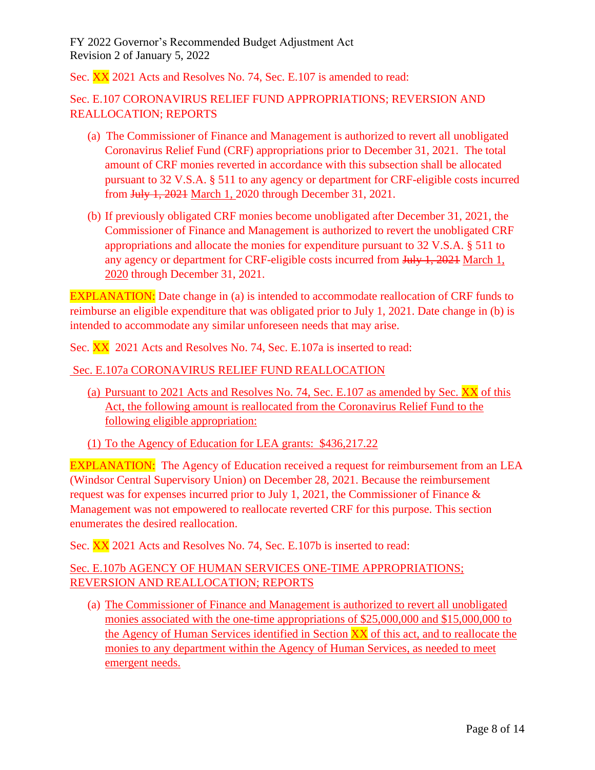Sec. XX 2021 Acts and Resolves No. 74, Sec. E.107 is amended to read:

Sec. E.107 CORONAVIRUS RELIEF FUND APPROPRIATIONS; REVERSION AND REALLOCATION; REPORTS

(a) The Commissioner of Finance and Management is authorized to revert all unobligated Coronavirus Relief Fund (CRF) appropriations prior to December 31, 2021. The total amount of CRF monies reverted in accordance with this subsection shall be allocated pursuant to 32 V.S.A. § 511 to any agency or department for CRF-eligible costs incurred from ~~July 1, 2021~~ March 1, 2020 through December 31, 2021.

(b) If previously obligated CRF monies become unobligated after December 31, 2021, the Commissioner of Finance and Management is authorized to revert the unobligated CRF appropriations and allocate the monies for expenditure pursuant to 32 V.S.A. § 511 to any agency or department for CRF-eligible costs incurred from ~~July 1, 2021~~ March 1, 2020 through December 31, 2021.

EXPLANATION: Date change in (a) is intended to accommodate reallocation of CRF funds to reimburse an eligible expenditure that was obligated prior to July 1, 2021. Date change in (b) is intended to accommodate any similar unforeseen needs that may arise.

Sec. XX 2021 Acts and Resolves No. 74, Sec. E.107a is inserted to read:

Sec. E.107a CORONAVIRUS RELIEF FUND REALLOCATION

(a) Pursuant to 2021 Acts and Resolves No. 74, Sec. E.107 as amended by Sec. XX of this Act, the following amount is reallocated from the Coronavirus Relief Fund to the following eligible appropriation:

(1) To the Agency of Education for LEA grants: $436,217.22

EXPLANATION: The Agency of Education received a request for reimbursement from an LEA (Windsor Central Supervisory Union) on December 28, 2021. Because the reimbursement request was for expenses incurred prior to July 1, 2021, the Commissioner of Finance & Management was not empowered to reallocate reverted CRF for this purpose. This section enumerates the desired reallocation.

Sec. XX 2021 Acts and Resolves No. 74, Sec. E.107b is inserted to read:

Sec. E.107b AGENCY OF HUMAN SERVICES ONE-TIME APPROPRIATIONS; REVERSION AND REALLOCATION; REPORTS

(a) The Commissioner of Finance and Management is authorized to revert all unobligated monies associated with the one-time appropriations of $25,000,000 and $15,000,000 to the Agency of Human Services identified in Section XX of this act, and to reallocate the monies to any department within the Agency of Human Services, as needed to meet emergent needs.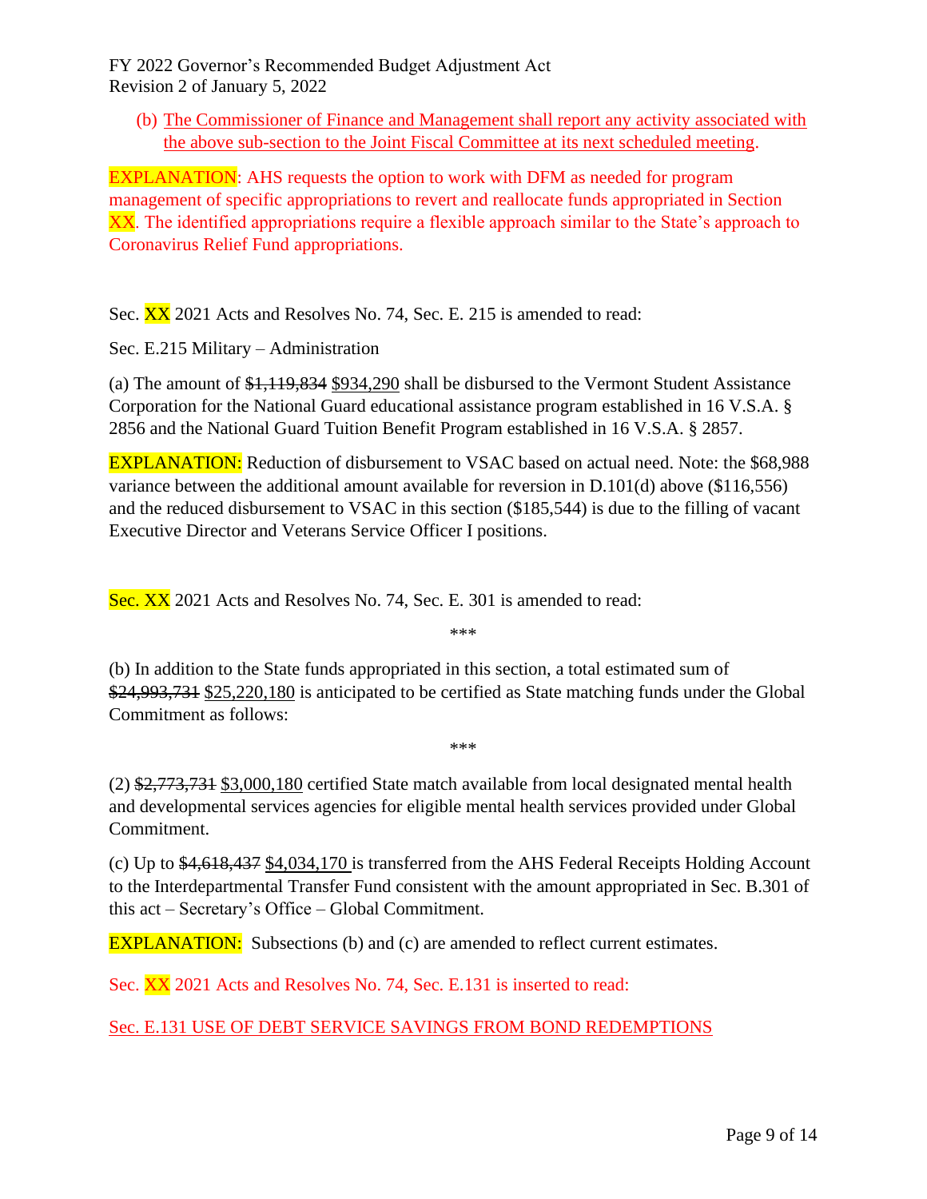(b) <u>The Commissioner of Finance and Management shall report any activity associated with the above sub-section to the Joint Fiscal Committee at its next scheduled meeting</u>.

EXPLANATION: AHS requests the option to work with DFM as needed for program management of specific appropriations to revert and reallocate funds appropriated in Section XX. The identified appropriations require a flexible approach similar to the State's approach to Coronavirus Relief Fund appropriations.

Sec. XX 2021 Acts and Resolves No. 74, Sec. E. 215 is amended to read:

Sec. E.215 Military – Administration

(a) The amount of ~~$1,119,834~~ <u>$934,290</u> shall be disbursed to the Vermont Student Assistance Corporation for the National Guard educational assistance program established in 16 V.S.A. § 2856 and the National Guard Tuition Benefit Program established in 16 V.S.A. § 2857.

EXPLANATION: Reduction of disbursement to VSAC based on actual need. Note: the $68,988 variance between the additional amount available for reversion in D.101(d) above ($116,556) and the reduced disbursement to VSAC in this section ($185,544) is due to the filling of vacant Executive Director and Veterans Service Officer I positions.

Sec. XX 2021 Acts and Resolves No. 74, Sec. E. 301 is amended to read:

\*\*\*

(b) In addition to the State funds appropriated in this section, a total estimated sum of ~~$24,993,731~~ <u>$25,220,180</u> is anticipated to be certified as State matching funds under the Global Commitment as follows:

\*\*\*

(2) ~~$2,773,731~~ <u>$3,000,180</u> certified State match available from local designated mental health and developmental services agencies for eligible mental health services provided under Global Commitment.

(c) Up to ~~$4,618,437~~ <u>$4,034,170</u> is transferred from the AHS Federal Receipts Holding Account to the Interdepartmental Transfer Fund consistent with the amount appropriated in Sec. B.301 of this act – Secretary's Office – Global Commitment.

EXPLANATION: Subsections (b) and (c) are amended to reflect current estimates.

Sec. XX 2021 Acts and Resolves No. 74, Sec. E.131 is inserted to read:

<u>Sec. E.131 USE OF DEBT SERVICE SAVINGS FROM BOND REDEMPTIONS</u>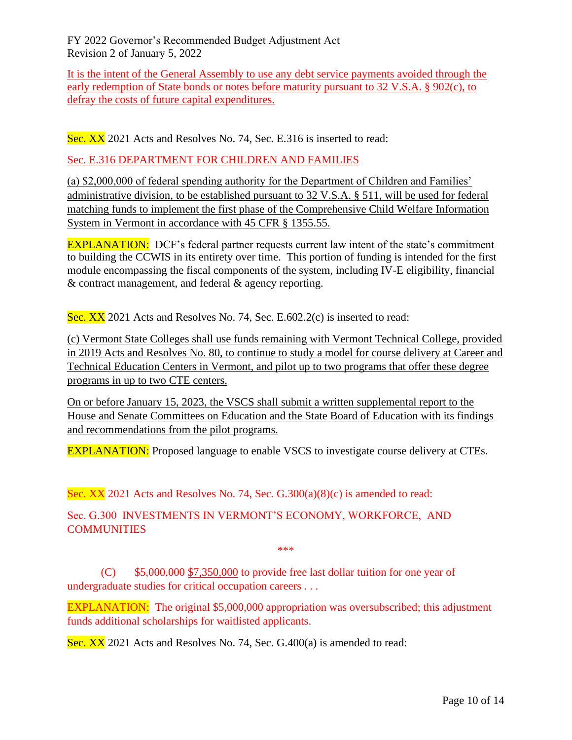It is the intent of the General Assembly to use any debt service payments avoided through the early redemption of State bonds or notes before maturity pursuant to 32 V.S.A. § 902(c), to defray the costs of future capital expenditures.

Sec. XX 2021 Acts and Resolves No. 74, Sec. E.316 is inserted to read:

Sec. E.316 DEPARTMENT FOR CHILDREN AND FAMILIES

(a) $2,000,000 of federal spending authority for the Department of Children and Families' administrative division, to be established pursuant to 32 V.S.A. § 511, will be used for federal matching funds to implement the first phase of the Comprehensive Child Welfare Information System in Vermont in accordance with 45 CFR § 1355.55.

EXPLANATION: DCF's federal partner requests current law intent of the state's commitment to building the CCWIS in its entirety over time. This portion of funding is intended for the first module encompassing the fiscal components of the system, including IV-E eligibility, financial & contract management, and federal & agency reporting.

Sec. XX 2021 Acts and Resolves No. 74, Sec. E.602.2(c) is inserted to read:

(c) Vermont State Colleges shall use funds remaining with Vermont Technical College, provided in 2019 Acts and Resolves No. 80, to continue to study a model for course delivery at Career and Technical Education Centers in Vermont, and pilot up to two programs that offer these degree programs in up to two CTE centers.

On or before January 15, 2023, the VSCS shall submit a written supplemental report to the House and Senate Committees on Education and the State Board of Education with its findings and recommendations from the pilot programs.

EXPLANATION: Proposed language to enable VSCS to investigate course delivery at CTEs.

Sec. XX 2021 Acts and Resolves No. 74, Sec. G.300(a)(8)(c) is amended to read:

Sec. G.300 INVESTMENTS IN VERMONT'S ECONOMY, WORKFORCE, AND COMMUNITIES

\*\*\*

(C) ~~$5,000,000~~ $7,350,000 to provide free last dollar tuition for one year of undergraduate studies for critical occupation careers . . .

EXPLANATION: The original $5,000,000 appropriation was oversubscribed; this adjustment funds additional scholarships for waitlisted applicants.

Sec. XX 2021 Acts and Resolves No. 74, Sec. G.400(a) is amended to read: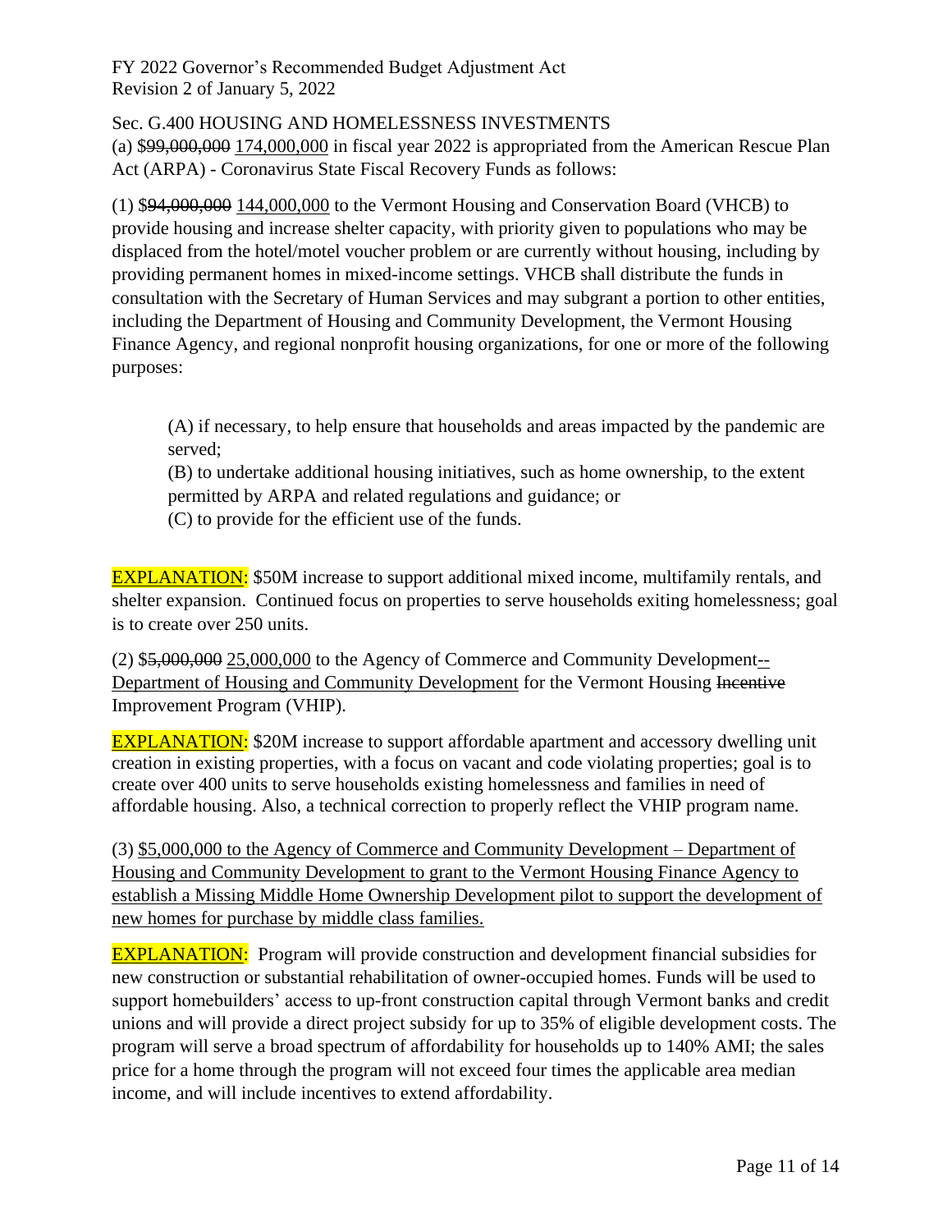Sec. G.400 HOUSING AND HOMELESSNESS INVESTMENTS

(a) ~~$99,000,000~~ <u>174,000,000</u> in fiscal year 2022 is appropriated from the American Rescue Plan Act (ARPA) - Coronavirus State Fiscal Recovery Funds as follows:

(1) $~~94,000,000~~ <u>144,000,000</u> to the Vermont Housing and Conservation Board (VHCB) to provide housing and increase shelter capacity, with priority given to populations who may be displaced from the hotel/motel voucher problem or are currently without housing, including by providing permanent homes in mixed-income settings. VHCB shall distribute the funds in consultation with the Secretary of Human Services and may subgrant a portion to other entities, including the Department of Housing and Community Development, the Vermont Housing Finance Agency, and regional nonprofit housing organizations, for one or more of the following purposes:

> (A) if necessary, to help ensure that households and areas impacted by the pandemic are served;
> (B) to undertake additional housing initiatives, such as home ownership, to the extent permitted by ARPA and related regulations and guidance; or
> (C) to provide for the efficient use of the funds.

**EXPLANATION:** $50M increase to support additional mixed income, multifamily rentals, and shelter expansion. Continued focus on properties to serve households exiting homelessness; goal is to create over 250 units.

(2) $~~5,000,000~~ <u>25,000,000</u> to the Agency of Commerce and Community Development<u>--Department of Housing and Community Development</u> for the Vermont Housing ~~Incentive~~ Improvement Program (VHIP).

**EXPLANATION:** $20M increase to support affordable apartment and accessory dwelling unit creation in existing properties, with a focus on vacant and code violating properties; goal is to create over 400 units to serve households existing homelessness and families in need of affordable housing. Also, a technical correction to properly reflect the VHIP program name.

(3) <u>$5,000,000 to the Agency of Commerce and Community Development – Department of Housing and Community Development to grant to the Vermont Housing Finance Agency to establish a Missing Middle Home Ownership Development pilot to support the development of new homes for purchase by middle class families.</u>

**EXPLANATION:** Program will provide construction and development financial subsidies for new construction or substantial rehabilitation of owner-occupied homes. Funds will be used to support homebuilders' access to up-front construction capital through Vermont banks and credit unions and will provide a direct project subsidy for up to 35% of eligible development costs. The program will serve a broad spectrum of affordability for households up to 140% AMI; the sales price for a home through the program will not exceed four times the applicable area median income, and will include incentives to extend affordability.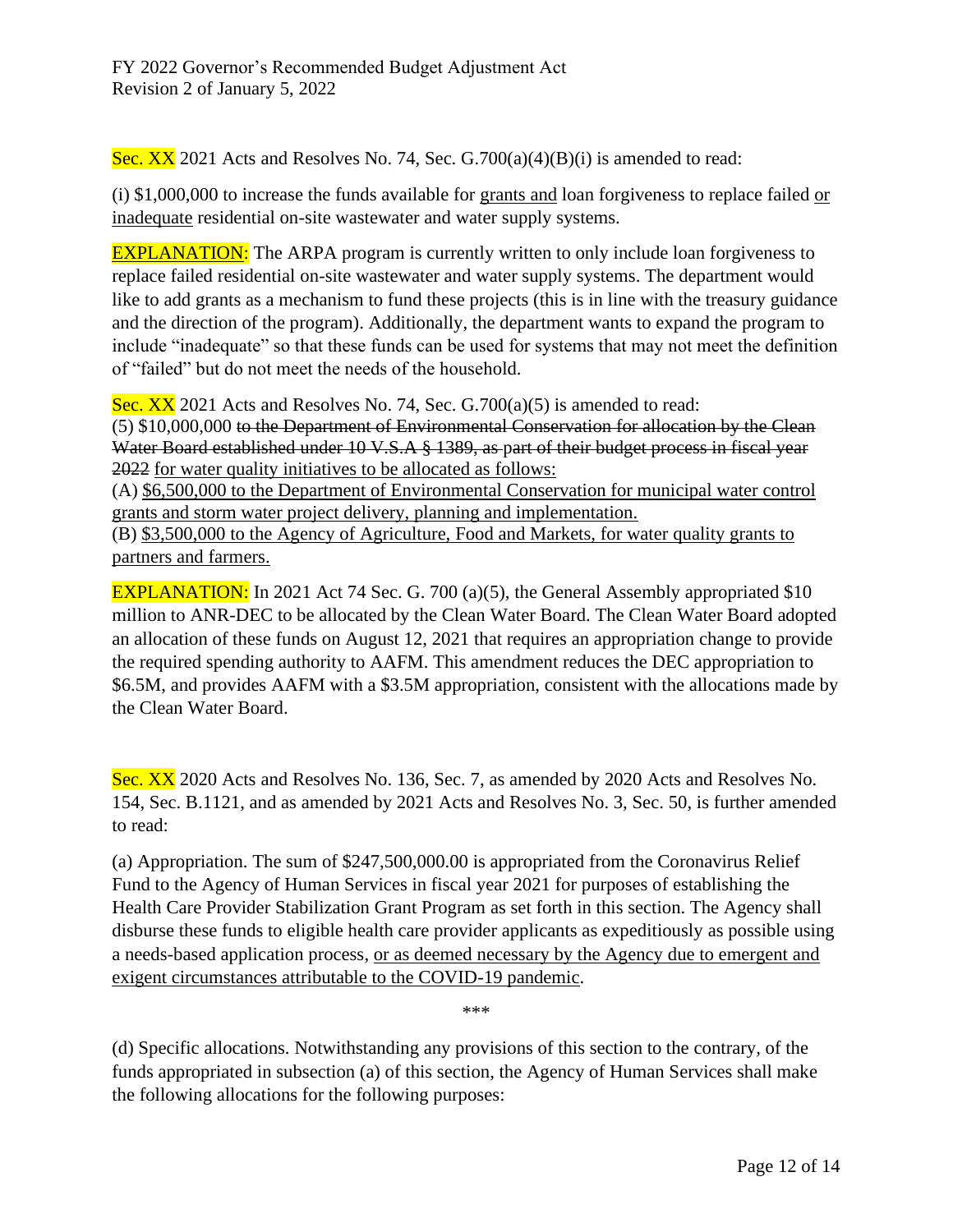Sec. XX 2021 Acts and Resolves No. 74, Sec. G.700(a)(4)(B)(i) is amended to read:

(i) $1,000,000 to increase the funds available for <u>grants and</u> loan forgiveness to replace failed <u>or inadequate</u> residential on-site wastewater and water supply systems.

EXPLANATION: The ARPA program is currently written to only include loan forgiveness to replace failed residential on-site wastewater and water supply systems. The department would like to add grants as a mechanism to fund these projects (this is in line with the treasury guidance and the direction of the program). Additionally, the department wants to expand the program to include "inadequate" so that these funds can be used for systems that may not meet the definition of "failed" but do not meet the needs of the household.

Sec. XX 2021 Acts and Resolves No. 74, Sec. G.700(a)(5) is amended to read:

(5) $10,000,000 ~~to the Department of Environmental Conservation for allocation by the Clean Water Board established under 10 V.S.A § 1389, as part of their budget process in fiscal year 2022~~ <u>for water quality initiatives to be allocated as follows:</u>

(A) <u>$6,500,000 to the Department of Environmental Conservation for municipal water control grants and storm water project delivery, planning and implementation.</u>

(B) <u>$3,500,000 to the Agency of Agriculture, Food and Markets, for water quality grants to partners and farmers.</u>

EXPLANATION: In 2021 Act 74 Sec. G. 700 (a)(5), the General Assembly appropriated $10 million to ANR-DEC to be allocated by the Clean Water Board. The Clean Water Board adopted an allocation of these funds on August 12, 2021 that requires an appropriation change to provide the required spending authority to AAFM. This amendment reduces the DEC appropriation to $6.5M, and provides AAFM with a $3.5M appropriation, consistent with the allocations made by the Clean Water Board.

Sec. XX 2020 Acts and Resolves No. 136, Sec. 7, as amended by 2020 Acts and Resolves No. 154, Sec. B.1121, and as amended by 2021 Acts and Resolves No. 3, Sec. 50, is further amended to read:

(a) Appropriation. The sum of $247,500,000.00 is appropriated from the Coronavirus Relief Fund to the Agency of Human Services in fiscal year 2021 for purposes of establishing the Health Care Provider Stabilization Grant Program as set forth in this section. The Agency shall disburse these funds to eligible health care provider applicants as expeditiously as possible using a needs-based application process, <u>or as deemed necessary by the Agency due to emergent and exigent circumstances attributable to the COVID-19 pandemic</u>.

\*\*\*

(d) Specific allocations. Notwithstanding any provisions of this section to the contrary, of the funds appropriated in subsection (a) of this section, the Agency of Human Services shall make the following allocations for the following purposes: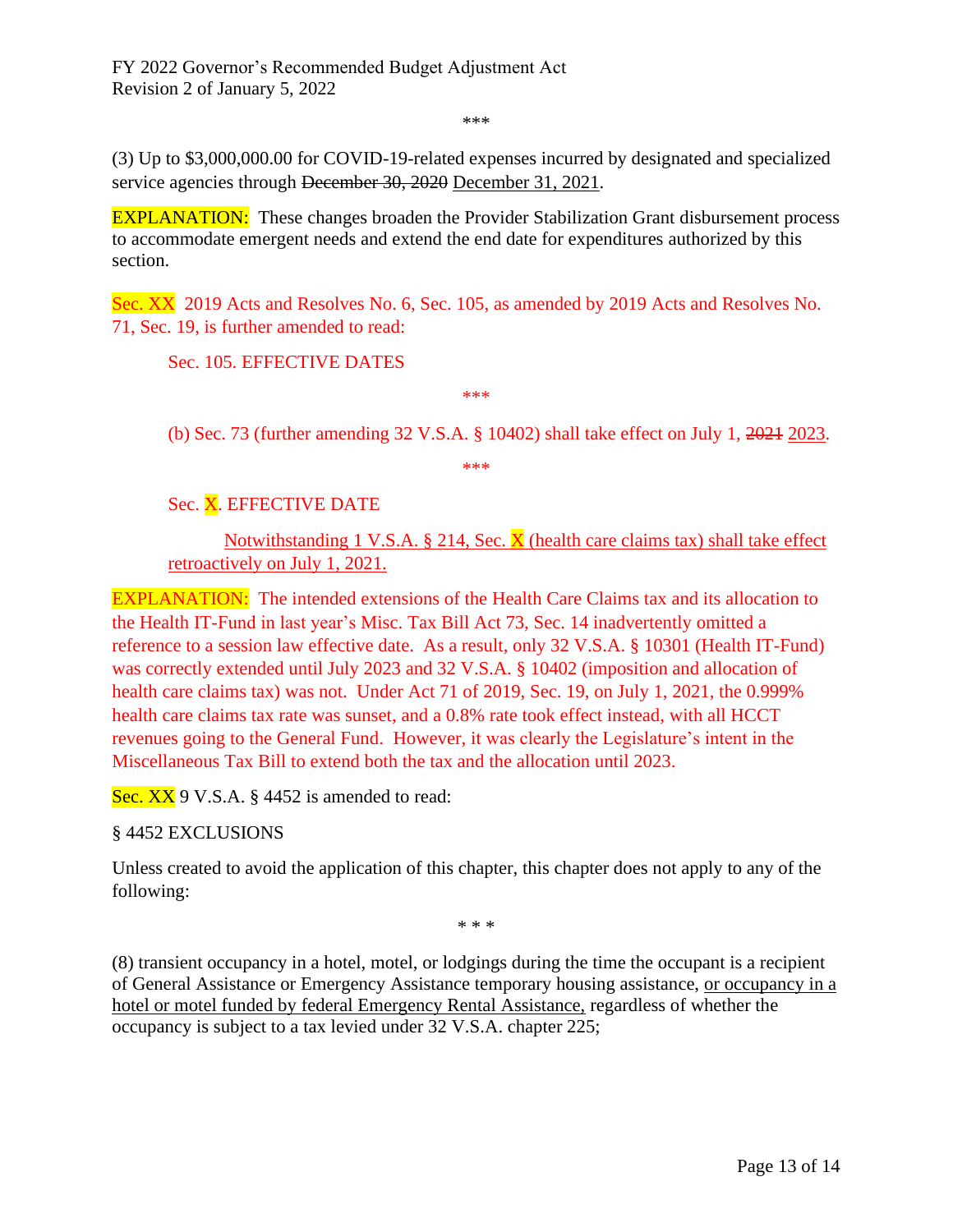\*\*\*

(3) Up to $3,000,000.00 for COVID-19-related expenses incurred by designated and specialized service agencies through ~~December 30, 2020~~ <u>December 31, 2021</u>.

EXPLANATION: These changes broaden the Provider Stabilization Grant disbursement process to accommodate emergent needs and extend the end date for expenditures authorized by this section.

Sec. XX 2019 Acts and Resolves No. 6, Sec. 105, as amended by 2019 Acts and Resolves No. 71, Sec. 19, is further amended to read:

Sec. 105. EFFECTIVE DATES

\*\*\*

(b) Sec. 73 (further amending 32 V.S.A. § 10402) shall take effect on July 1, ~~2021~~ <u>2023</u>.

\*\*\*

Sec. X. EFFECTIVE DATE

<u>Notwithstanding 1 V.S.A. § 214, Sec. X (health care claims tax) shall take effect retroactively on July 1, 2021.</u>

EXPLANATION: The intended extensions of the Health Care Claims tax and its allocation to the Health IT-Fund in last year's Misc. Tax Bill Act 73, Sec. 14 inadvertently omitted a reference to a session law effective date. As a result, only 32 V.S.A. § 10301 (Health IT-Fund) was correctly extended until July 2023 and 32 V.S.A. § 10402 (imposition and allocation of health care claims tax) was not. Under Act 71 of 2019, Sec. 19, on July 1, 2021, the 0.999% health care claims tax rate was sunset, and a 0.8% rate took effect instead, with all HCCT revenues going to the General Fund. However, it was clearly the Legislature's intent in the Miscellaneous Tax Bill to extend both the tax and the allocation until 2023.

Sec. XX 9 V.S.A. § 4452 is amended to read:

§ 4452 EXCLUSIONS

Unless created to avoid the application of this chapter, this chapter does not apply to any of the following:

\* \* \*

(8) transient occupancy in a hotel, motel, or lodgings during the time the occupant is a recipient of General Assistance or Emergency Assistance temporary housing assistance, <u>or occupancy in a hotel or motel funded by federal Emergency Rental Assistance,</u> regardless of whether the occupancy is subject to a tax levied under 32 V.S.A. chapter 225;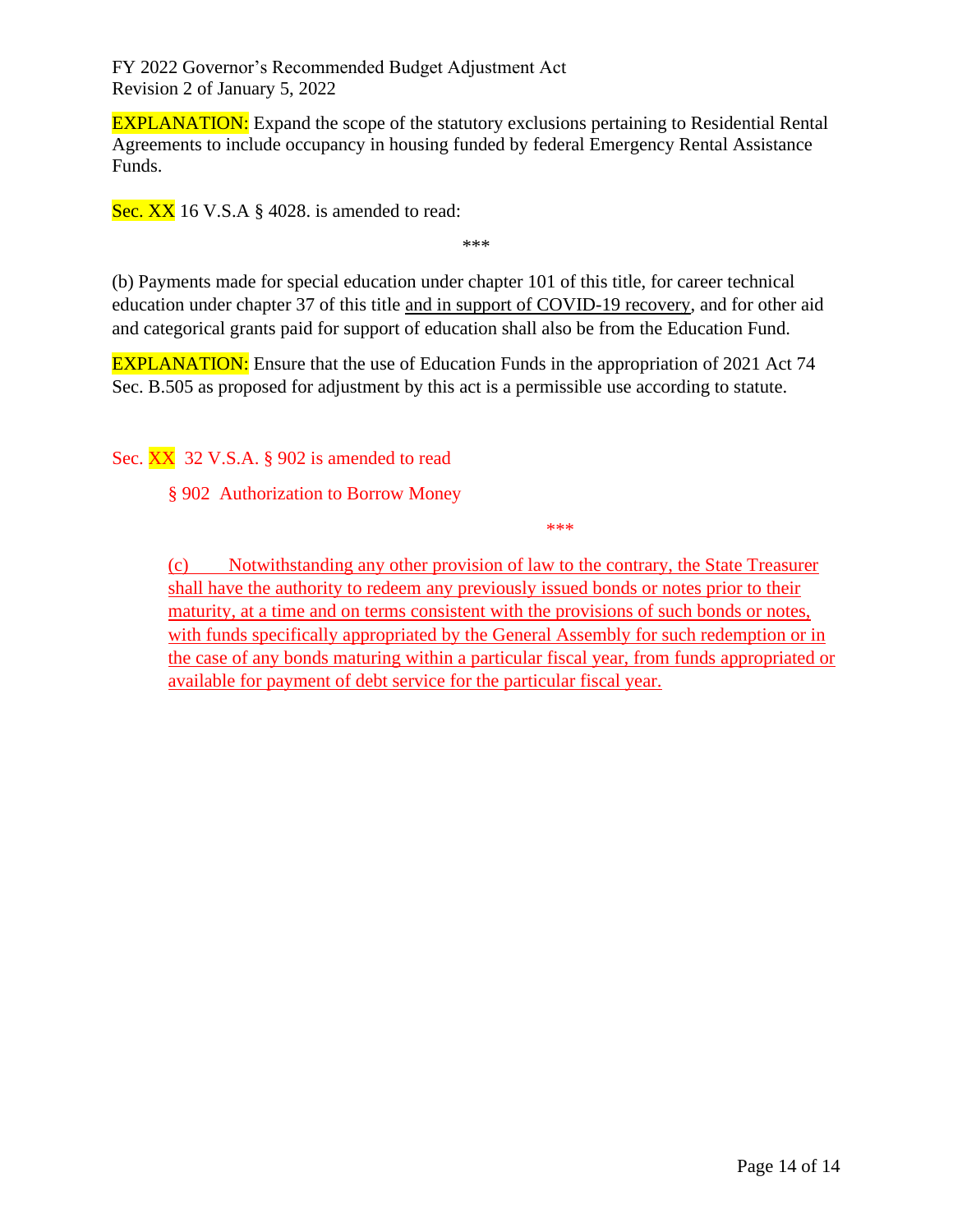EXPLANATION: Expand the scope of the statutory exclusions pertaining to Residential Rental Agreements to include occupancy in housing funded by federal Emergency Rental Assistance Funds.

Sec. XX 16 V.S.A § 4028. is amended to read:

***

(b) Payments made for special education under chapter 101 of this title, for career technical education under chapter 37 of this title and in support of COVID-19 recovery, and for other aid and categorical grants paid for support of education shall also be from the Education Fund.

EXPLANATION: Ensure that the use of Education Funds in the appropriation of 2021 Act 74 Sec. B.505 as proposed for adjustment by this act is a permissible use according to statute.

Sec. XX 32 V.S.A. § 902 is amended to read

§ 902 Authorization to Borrow Money

***

(c) Notwithstanding any other provision of law to the contrary, the State Treasurer shall have the authority to redeem any previously issued bonds or notes prior to their maturity, at a time and on terms consistent with the provisions of such bonds or notes, with funds specifically appropriated by the General Assembly for such redemption or in the case of any bonds maturing within a particular fiscal year, from funds appropriated or available for payment of debt service for the particular fiscal year.